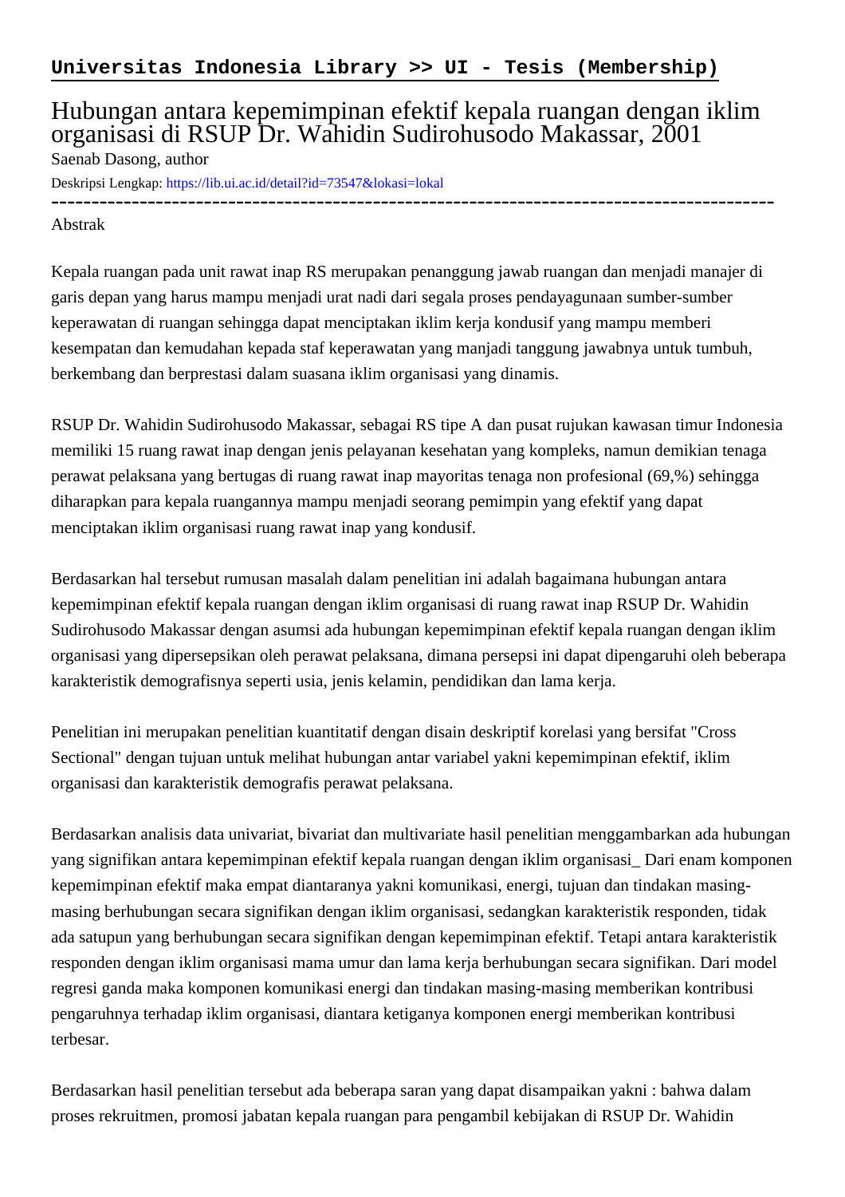**Universitas Indonesia Library >> UI - Tesis (Membership)**

# Hubungan antara kepemimpinan efektif kepala ruangan dengan iklim organisasi di RSUP Dr. Wahidin Sudirohusodo Makassar, 2001

Saenab Dasong, author

Deskripsi Lengkap: https://lib.ui.ac.id/detail?id=73547&lokasi=lokal

------------------------------------------------------------------------------------------

Abstrak

Kepala ruangan pada unit rawat inap RS merupakan penanggung jawab ruangan dan menjadi manajer di garis depan yang harus mampu menjadi urat nadi dari segala proses pendayagunaan sumber-sumber keperawatan di ruangan sehingga dapat menciptakan iklim kerja kondusif yang mampu memberi kesempatan dan kemudahan kepada staf keperawatan yang manjadi tanggung jawabnya untuk tumbuh, berkembang dan berprestasi dalam suasana iklim organisasi yang dinamis.

RSUP Dr. Wahidin Sudirohusodo Makassar, sebagai RS tipe A dan pusat rujukan kawasan timur Indonesia memiliki 15 ruang rawat inap dengan jenis pelayanan kesehatan yang kompleks, namun demikian tenaga perawat pelaksana yang bertugas di ruang rawat inap mayoritas tenaga non profesional (69,%) sehingga diharapkan para kepala ruangannya mampu menjadi seorang pemimpin yang efektif yang dapat menciptakan iklim organisasi ruang rawat inap yang kondusif.

Berdasarkan hal tersebut rumusan masalah dalam penelitian ini adalah bagaimana hubungan antara kepemimpinan efektif kepala ruangan dengan iklim organisasi di ruang rawat inap RSUP Dr. Wahidin Sudirohusodo Makassar dengan asumsi ada hubungan kepemimpinan efektif kepala ruangan dengan iklim organisasi yang dipersepsikan oleh perawat pelaksana, dimana persepsi ini dapat dipengaruhi oleh beberapa karakteristik demografisnya seperti usia, jenis kelamin, pendidikan dan lama kerja.

Penelitian ini merupakan penelitian kuantitatif dengan disain deskriptif korelasi yang bersifat "Cross Sectional" dengan tujuan untuk melihat hubungan antar variabel yakni kepemimpinan efektif, iklim organisasi dan karakteristik demografis perawat pelaksana.

Berdasarkan analisis data univariat, bivariat dan multivariate hasil penelitian menggambarkan ada hubungan yang signifikan antara kepemimpinan efektif kepala ruangan dengan iklim organisasi_ Dari enam komponen kepemimpinan efektif maka empat diantaranya yakni komunikasi, energi, tujuan dan tindakan masing-masing berhubungan secara signifikan dengan iklim organisasi, sedangkan karakteristik responden, tidak ada satupun yang berhubungan secara signifikan dengan kepemimpinan efektif. Tetapi antara karakteristik responden dengan iklim organisasi mama umur dan lama kerja berhubungan secara signifikan. Dari model regresi ganda maka komponen komunikasi energi dan tindakan masing-masing memberikan kontribusi pengaruhnya terhadap iklim organisasi, diantara ketiganya komponen energi memberikan kontribusi terbesar.

Berdasarkan hasil penelitian tersebut ada beberapa saran yang dapat disampaikan yakni : bahwa dalam proses rekruitmen, promosi jabatan kepala ruangan para pengambil kebijakan di RSUP Dr. Wahidin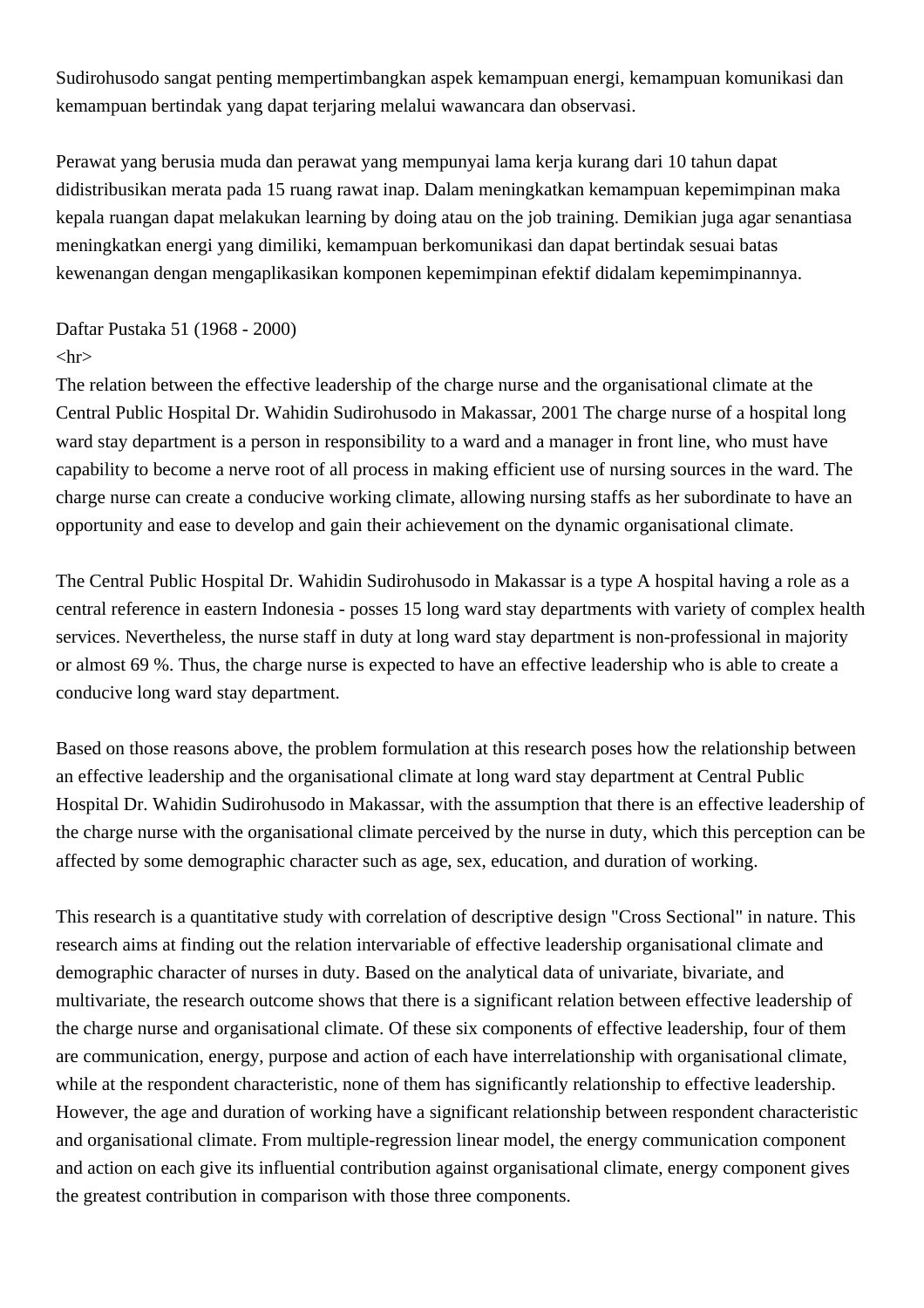Sudirohusodo sangat penting mempertimbangkan aspek kemampuan energi, kemampuan komunikasi dan kemampuan bertindak yang dapat terjaring melalui wawancara dan observasi.

Perawat yang berusia muda dan perawat yang mempunyai lama kerja kurang dari 10 tahun dapat didistribusikan merata pada 15 ruang rawat inap. Dalam meningkatkan kemampuan kepemimpinan maka kepala ruangan dapat melakukan learning by doing atau on the job training. Demikian juga agar senantiasa meningkatkan energi yang dimiliki, kemampuan berkomunikasi dan dapat bertindak sesuai batas kewenangan dengan mengaplikasikan komponen kepemimpinan efektif didalam kepemimpinannya.

Daftar Pustaka 51 (1968 - 2000)

<hr>

The relation between the effective leadership of the charge nurse and the organisational climate at the Central Public Hospital Dr. Wahidin Sudirohusodo in Makassar, 2001 The charge nurse of a hospital long ward stay department is a person in responsibility to a ward and a manager in front line, who must have capability to become a nerve root of all process in making efficient use of nursing sources in the ward. The charge nurse can create a conducive working climate, allowing nursing staffs as her subordinate to have an opportunity and ease to develop and gain their achievement on the dynamic organisational climate.

The Central Public Hospital Dr. Wahidin Sudirohusodo in Makassar is a type A hospital having a role as a central reference in eastern Indonesia - posses 15 long ward stay departments with variety of complex health services. Nevertheless, the nurse staff in duty at long ward stay department is non-professional in majority or almost 69 %. Thus, the charge nurse is expected to have an effective leadership who is able to create a conducive long ward stay department.

Based on those reasons above, the problem formulation at this research poses how the relationship between an effective leadership and the organisational climate at long ward stay department at Central Public Hospital Dr. Wahidin Sudirohusodo in Makassar, with the assumption that there is an effective leadership of the charge nurse with the organisational climate perceived by the nurse in duty, which this perception can be affected by some demographic character such as age, sex, education, and duration of working.

This research is a quantitative study with correlation of descriptive design "Cross Sectional" in nature. This research aims at finding out the relation intervariable of effective leadership organisational climate and demographic character of nurses in duty. Based on the analytical data of univariate, bivariate, and multivariate, the research outcome shows that there is a significant relation between effective leadership of the charge nurse and organisational climate. Of these six components of effective leadership, four of them are communication, energy, purpose and action of each have interrelationship with organisational climate, while at the respondent characteristic, none of them has significantly relationship to effective leadership. However, the age and duration of working have a significant relationship between respondent characteristic and organisational climate. From multiple-regression linear model, the energy communication component and action on each give its influential contribution against organisational climate, energy component gives the greatest contribution in comparison with those three components.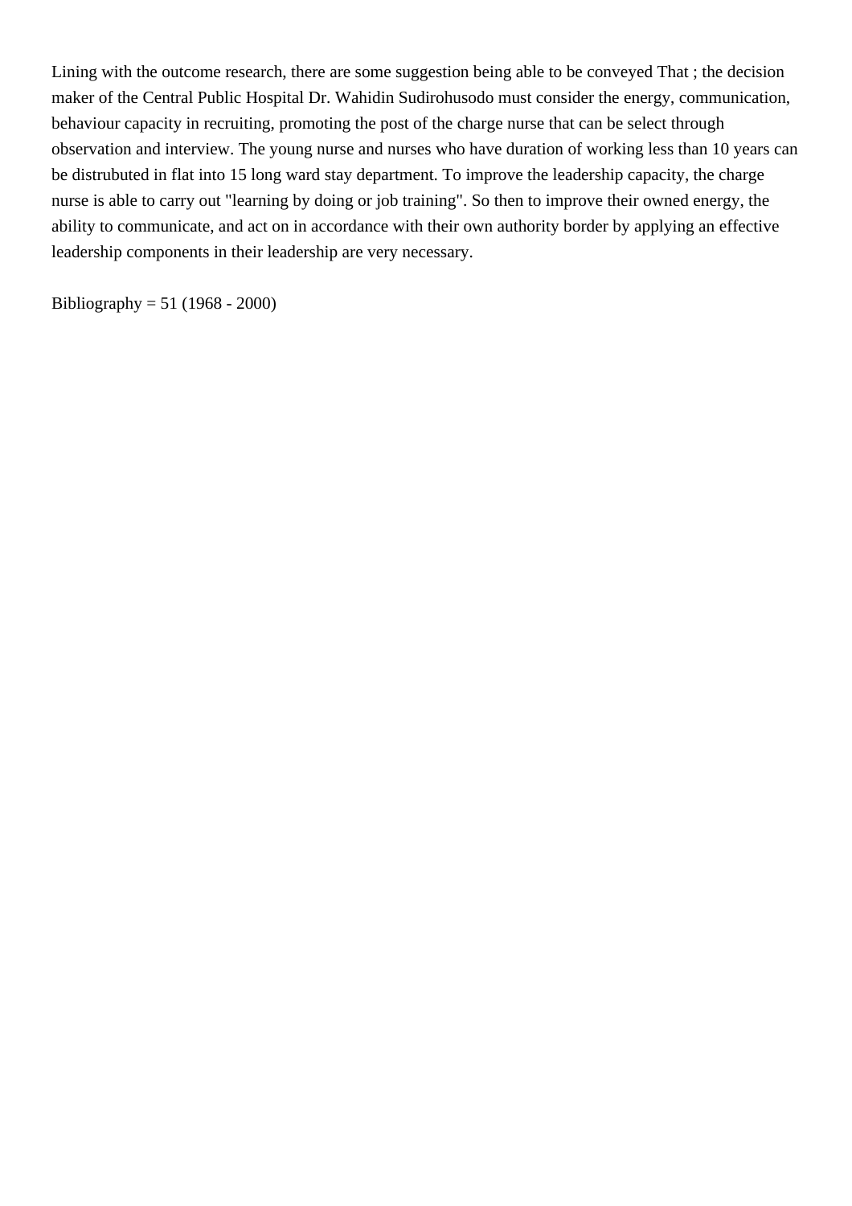Lining with the outcome research, there are some suggestion being able to be conveyed That ; the decision maker of the Central Public Hospital Dr. Wahidin Sudirohusodo must consider the energy, communication, behaviour capacity in recruiting, promoting the post of the charge nurse that can be select through observation and interview. The young nurse and nurses who have duration of working less than 10 years can be distrubuted in flat into 15 long ward stay department. To improve the leadership capacity, the charge nurse is able to carry out "learning by doing or job training". So then to improve their owned energy, the ability to communicate, and act on in accordance with their own authority border by applying an effective leadership components in their leadership are very necessary.

Bibliography = 51 (1968 - 2000)